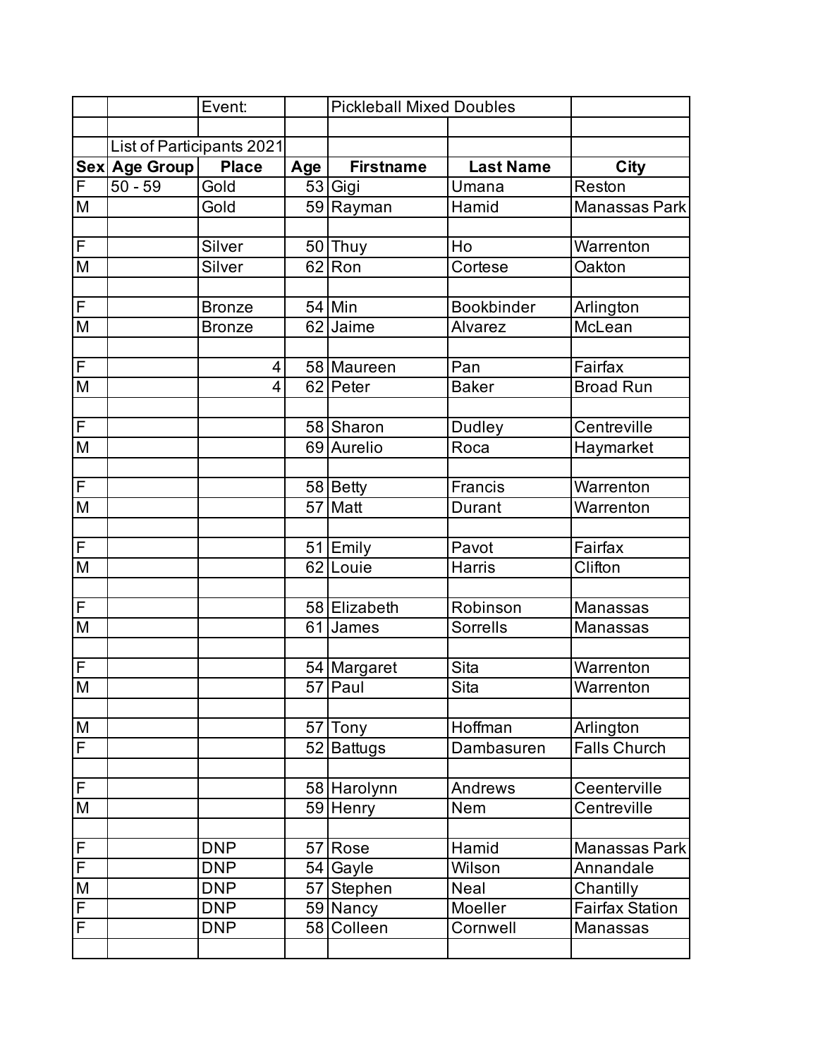|  |  | Event: |  | Pickleball Mixed Doubles |  |  |
|---|---|---|---|---|---|---|
|  |  |  |  |  |  |  |
|  | List of Participants 2021 |  |  |  |  |  |
| **Sex** | **Age Group** | **Place** | **Age** | **Firstname** | **Last Name** | **City** |
| F | 50 - 59 | Gold | 53 | Gigi | Umana | Reston |
| M |  | Gold | 59 | Rayman | Hamid | Manassas Park |
|  |  |  |  |  |  |  |
| F |  | Silver | 50 | Thuy | Ho | Warrenton |
| M |  | Silver | 62 | Ron | Cortese | Oakton |
|  |  |  |  |  |  |  |
| F |  | Bronze | 54 | Min | Bookbinder | Arlington |
| M |  | Bronze | 62 | Jaime | Alvarez | McLean |
|  |  |  |  |  |  |  |
| F |  | 4 | 58 | Maureen | Pan | Fairfax |
| M |  | 4 | 62 | Peter | Baker | Broad Run |
|  |  |  |  |  |  |  |
| F |  |  | 58 | Sharon | Dudley | Centreville |
| M |  |  | 69 | Aurelio | Roca | Haymarket |
|  |  |  |  |  |  |  |
| F |  |  | 58 | Betty | Francis | Warrenton |
| M |  |  | 57 | Matt | Durant | Warrenton |
|  |  |  |  |  |  |  |
| F |  |  | 51 | Emily | Pavot | Fairfax |
| M |  |  | 62 | Louie | Harris | Clifton |
|  |  |  |  |  |  |  |
| F |  |  | 58 | Elizabeth | Robinson | Manassas |
| M |  |  | 61 | James | Sorrells | Manassas |
|  |  |  |  |  |  |  |
| F |  |  | 54 | Margaret | Sita | Warrenton |
| M |  |  | 57 | Paul | Sita | Warrenton |
|  |  |  |  |  |  |  |
| M |  |  | 57 | Tony | Hoffman | Arlington |
| F |  |  | 52 | Battugs | Dambasuren | Falls Church |
|  |  |  |  |  |  |  |
| F |  |  | 58 | Harolynn | Andrews | Ceenterville |
| M |  |  | 59 | Henry | Nem | Centreville |
|  |  |  |  |  |  |  |
| F |  | DNP | 57 | Rose | Hamid | Manassas Park |
| F |  | DNP | 54 | Gayle | Wilson | Annandale |
| M |  | DNP | 57 | Stephen | Neal | Chantilly |
| F |  | DNP | 59 | Nancy | Moeller | Fairfax Station |
| F |  | DNP | 58 | Colleen | Cornwell | Manassas |
|  |  |  |  |  |  |  |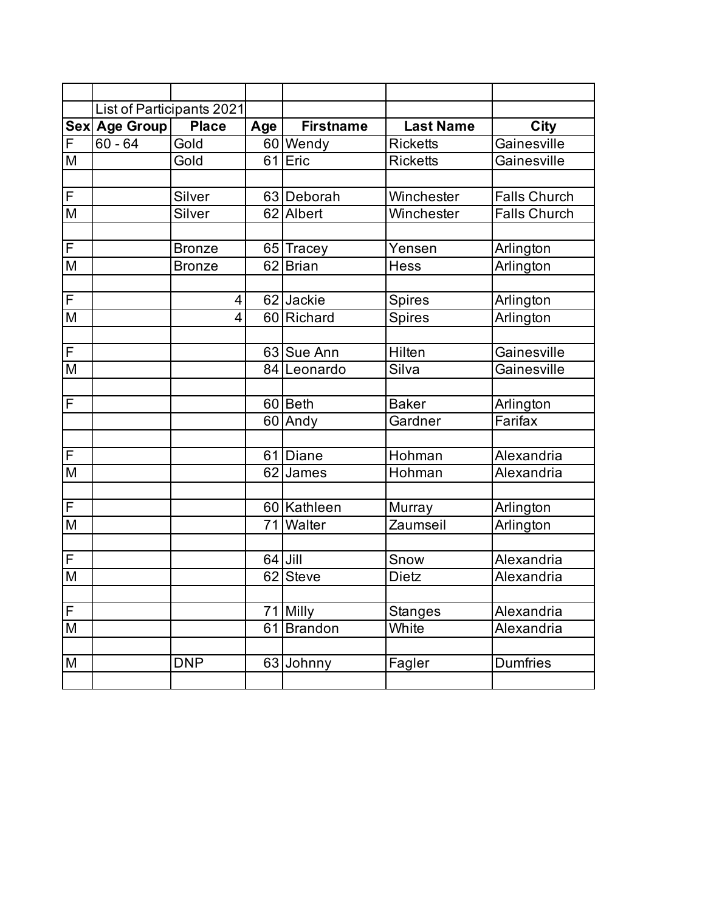| | List of Participants 2021 | | | | | |
|---|---|---|---|---|---|---|
| **Sex** | **Age Group** | **Place** | **Age** | **Firstname** | **Last Name** | **City** |
| F | 60 - 64 | Gold | 60 | Wendy | Ricketts | Gainesville |
| M | | Gold | 61 | Eric | Ricketts | Gainesville |
| | | | | | | |
| F | | Silver | 63 | Deborah | Winchester | Falls Church |
| M | | Silver | 62 | Albert | Winchester | Falls Church |
| | | | | | | |
| F | | Bronze | 65 | Tracey | Yensen | Arlington |
| M | | Bronze | 62 | Brian | Hess | Arlington |
| | | | | | | |
| F | | 4 | 62 | Jackie | Spires | Arlington |
| M | | 4 | 60 | Richard | Spires | Arlington |
| | | | | | | |
| F | | | 63 | Sue Ann | Hilten | Gainesville |
| M | | | 84 | Leonardo | Silva | Gainesville |
| | | | | | | |
| F | | | 60 | Beth | Baker | Arlington |
| | | | 60 | Andy | Gardner | Farifax |
| | | | | | | |
| F | | | 61 | Diane | Hohman | Alexandria |
| M | | | 62 | James | Hohman | Alexandria |
| | | | | | | |
| F | | | 60 | Kathleen | Murray | Arlington |
| M | | | 71 | Walter | Zaumseil | Arlington |
| | | | | | | |
| F | | | 64 | Jill | Snow | Alexandria |
| M | | | 62 | Steve | Dietz | Alexandria |
| | | | | | | |
| F | | | 71 | Milly | Stanges | Alexandria |
| M | | | 61 | Brandon | White | Alexandria |
| | | | | | | |
| M | | DNP | 63 | Johnny | Fagler | Dumfries |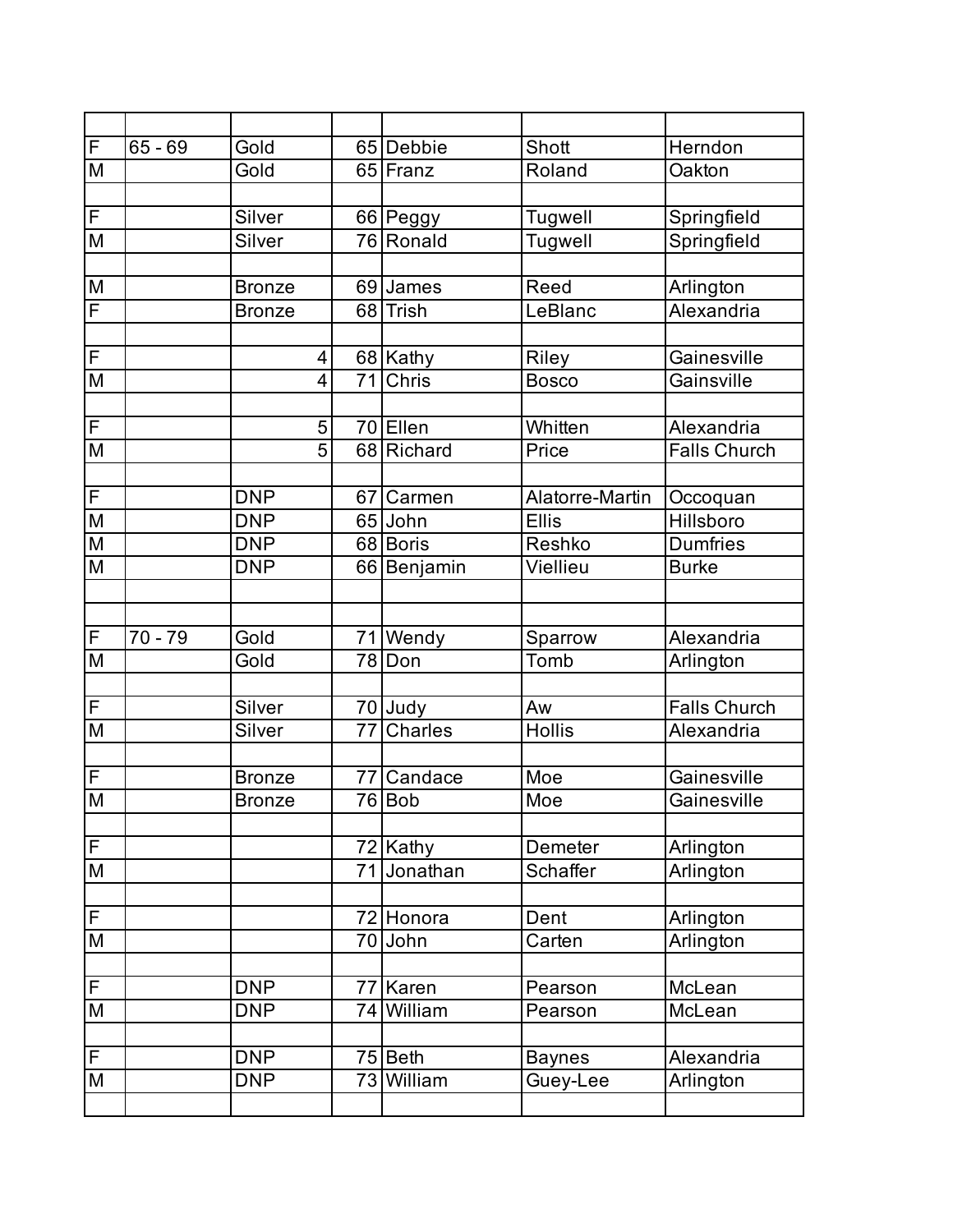| | | | | | | |
|---|---|---|---|---|---|---|
| F | 65 - 69 | Gold | 65 | Debbie | Shott | Herndon |
| M | | Gold | 65 | Franz | Roland | Oakton |
| | | | | | | |
| F | | Silver | 66 | Peggy | Tugwell | Springfield |
| M | | Silver | 76 | Ronald | Tugwell | Springfield |
| | | | | | | |
| M | | Bronze | 69 | James | Reed | Arlington |
| F | | Bronze | 68 | Trish | LeBlanc | Alexandria |
| | | | | | | |
| F | | 4 | 68 | Kathy | Riley | Gainesville |
| M | | 4 | 71 | Chris | Bosco | Gainsville |
| | | | | | | |
| F | | 5 | 70 | Ellen | Whitten | Alexandria |
| M | | 5 | 68 | Richard | Price | Falls Church |
| | | | | | | |
| F | | DNP | 67 | Carmen | Alatorre-Martin | Occoquan |
| M | | DNP | 65 | John | Ellis | Hillsboro |
| M | | DNP | 68 | Boris | Reshko | Dumfries |
| M | | DNP | 66 | Benjamin | Viellieu | Burke |
| | | | | | | |
| | | | | | | |
| F | 70 - 79 | Gold | 71 | Wendy | Sparrow | Alexandria |
| M | | Gold | 78 | Don | Tomb | Arlington |
| | | | | | | |
| F | | Silver | 70 | Judy | Aw | Falls Church |
| M | | Silver | 77 | Charles | Hollis | Alexandria |
| | | | | | | |
| F | | Bronze | 77 | Candace | Moe | Gainesville |
| M | | Bronze | 76 | Bob | Moe | Gainesville |
| | | | | | | |
| F | | | 72 | Kathy | Demeter | Arlington |
| M | | | 71 | Jonathan | Schaffer | Arlington |
| | | | | | | |
| F | | | 72 | Honora | Dent | Arlington |
| M | | | 70 | John | Carten | Arlington |
| | | | | | | |
| F | | DNP | 77 | Karen | Pearson | McLean |
| M | | DNP | 74 | William | Pearson | McLean |
| | | | | | | |
| F | | DNP | 75 | Beth | Baynes | Alexandria |
| M | | DNP | 73 | William | Guey-Lee | Arlington |
| | | | | | | |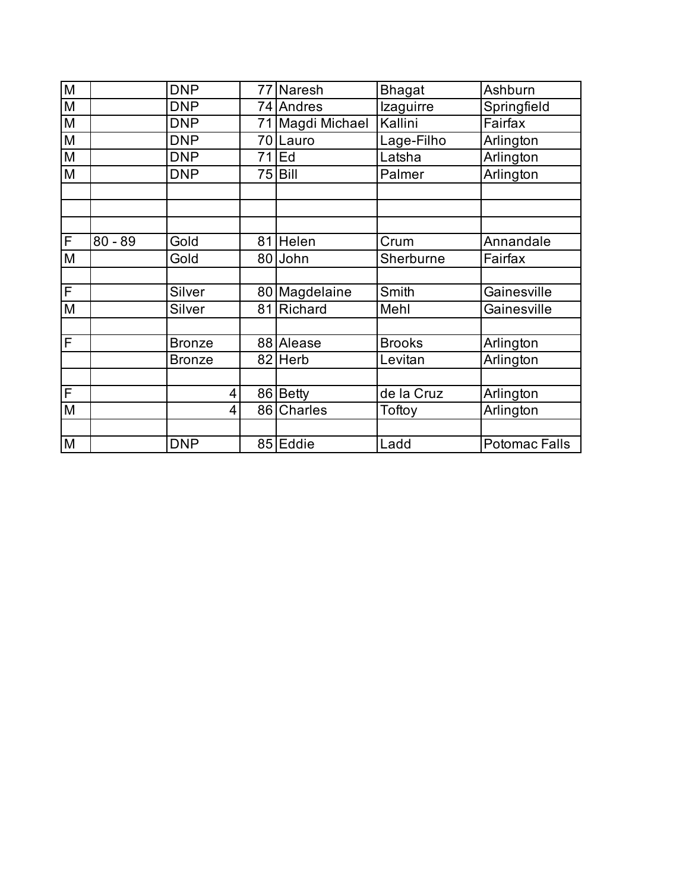| | | | | | | |
|---|---|---|---|---|---|---|
| M | | DNP | 77 | Naresh | Bhagat | Ashburn |
| M | | DNP | 74 | Andres | Izaguirre | Springfield |
| M | | DNP | 71 | Magdi Michael | Kallini | Fairfax |
| M | | DNP | 70 | Lauro | Lage-Filho | Arlington |
| M | | DNP | 71 | Ed | Latsha | Arlington |
| M | | DNP | 75 | Bill | Palmer | Arlington |
| | | | | | | |
| | | | | | | |
| | | | | | | |
| F | 80 - 89 | Gold | 81 | Helen | Crum | Annandale |
| M | | Gold | 80 | John | Sherburne | Fairfax |
| | | | | | | |
| F | | Silver | 80 | Magdelaine | Smith | Gainesville |
| M | | Silver | 81 | Richard | Mehl | Gainesville |
| | | | | | | |
| F | | Bronze | 88 | Alease | Brooks | Arlington |
| | | Bronze | 82 | Herb | Levitan | Arlington |
| | | | | | | |
| F | | 4 | 86 | Betty | de la Cruz | Arlington |
| M | | 4 | 86 | Charles | Toftoy | Arlington |
| | | | | | | |
| M | | DNP | 85 | Eddie | Ladd | Potomac Falls |